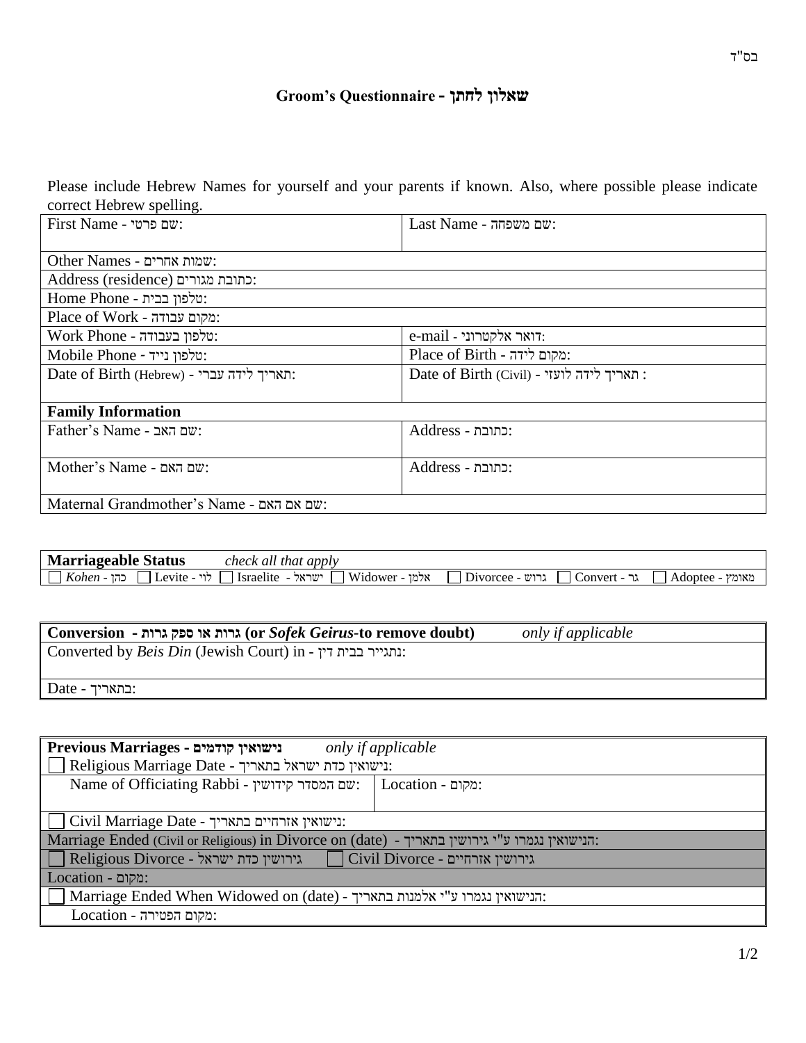בס"ד

# Groom's Questionnaire - שאלון לחתן

Please include Hebrew Names for yourself and your parents if known. Also, where possible please indicate correct Hebrew spelling.

| | |
|---|---|
| First Name - שם פרטי: | Last Name - שם משפחה: |
| Other Names - שמות אחרים: | |
| Address (residence) כתובת מגורים: | |
| Home Phone - טלפון בבית: | |
| Place of Work - מקום עבודה: | |
| Work Phone - טלפון בעבודה: | e-mail - דואר אלקטרוני: |
| Mobile Phone - טלפון נייד: | Place of Birth - מקום לידה: |
| Date of Birth (Hebrew) - תאריך לידה עברי: | Date of Birth (Civil) - תאריך לידה לועזי : |
| **Family Information** | |
| Father's Name - שם האב: | Address - כתובת: |
| Mother's Name - שם האם: | Address - כתובת: |
| Maternal Grandmother's Name - שם אם האם: | |

**Marriageable Status** *check all that apply*

☐ *Kohen* - כהן ☐ Levite - לוי ☐ Israelite - ישראל ☐ Widower - אלמן ☐ Divorcee - גרוש ☐ Convert - גר ☐ Adoptee - מאומץ

| **Conversion - גרות או ספק גרות (or *Sofek Geirus*-to remove doubt)** *only if applicable* |
|---|
| Converted by *Beis Din* (Jewish Court) in - נתגייר בבית דין: |
| Date - בתאריך: |

| **Previous Marriages - נישואין קודמים** *only if applicable* | |
|---|---|
| ☐ Religious Marriage Date - נישואין כדת ישראל בתאריך: | |
| Name of Officiating Rabbi - שם המסדר קידושין: | Location - מקום: |
| ☐ Civil Marriage Date - נישואין אזרחיים בתאריך: | |
| Marriage Ended (Civil or Religious) in Divorce on (date) - הנישואין נגמרו ע"י גירושין בתאריך: | |
| ☐ Religious Divorce - גירושין כדת ישראל | ☐ Civil Divorce - גירושין אזרחיים |
| Location - מקום: | |
| ☐ Marriage Ended When Widowed on (date) - הנישואין נגמרו ע"י אלמנות בתאריך: | |
| Location - מקום הפטירה: | |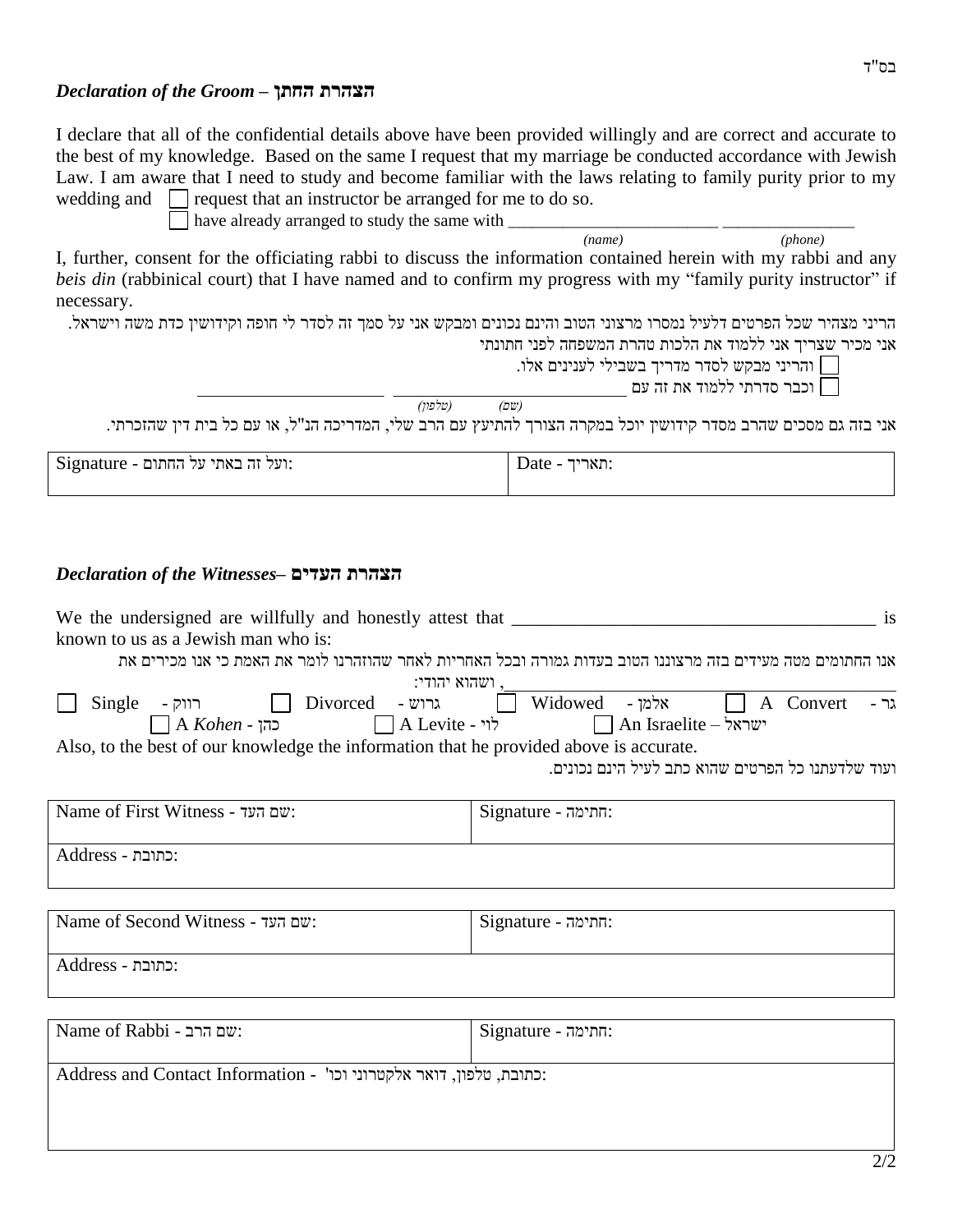בס"ד

### *Declaration of the Groom* – הצהרת החתן

I declare that all of the confidential details above have been provided willingly and are correct and accurate to the best of my knowledge. Based on the same I request that my marriage be conducted accordance with Jewish Law. I am aware that I need to study and become familiar with the laws relating to family purity prior to my wedding and ☐ request that an instructor be arranged for me to do so.

☐ have already arranged to study the same with _________________________ (name) _______________ (phone)

I, further, consent for the officiating rabbi to discuss the information contained herein with my rabbi and any *beis din* (rabbinical court) that I have named and to confirm my progress with my "family purity instructor" if necessary.

הריני מצהיר שכל הפרטים דלעיל נמסרו מרצוני הטוב והינם נכונים ומבקש אני על סמך זה לסדר לי חופה וקידושין כדת משה וישראל. אני מכיר שצריך אני ללמוד את הלכות טהרת המשפחה לפני חתונתי

☐ והריני מבקש לסדר מדריך בשבילי לענינים אלו.

☐ וכבר סדרתי ללמוד את זה עם _________________________ (שם) _____________________ (טלפון)

אני בזה גם מסכים שהרב מסדר קידושין יוכל במקרה הצורך להתיעץ עם הרב שלי, המדריכה הנ"ל, או עם כל בית דין שהזכרתי.

| Signature - ועל זה באתי על החתום: | Date - תאריך: |
|---|---|

### *Declaration of the Witnesses*– הצהרת העדים

We the undersigned are willfully and honestly attest that _________________________________________ is known to us as a Jewish man who is:

אנו החתומים מטה מעידים בזה מרצוננו הטוב בעדות גמורה ובכל האחריות לאחר שהוזהרנו לומר את האמת כי אנו מכירים את _________________________, ושהוא יהודי:

☐ Single - רווק ☐ Divorced - גרוש ☐ Widowed - אלמן ☐ A Convert - גר

☐ A *Kohen* - כהן ☐ A Levite - לוי ☐ An Israelite – ישראל

Also, to the best of our knowledge the information that he provided above is accurate.

ועוד שלדעתנו כל הפרטים שהוא כתב לעיל הינם נכונים.

| Name of First Witness - שם העד: | Signature - חתימה: |
|---|---|
| Address - כתובת: | |

| Name of Second Witness - שם העד: | Signature - חתימה: |
|---|---|
| Address - כתובת: | |

| Name of Rabbi - שם הרב: | Signature - חתימה: |
|---|---|
| Address and Contact Information - כתובת, טלפון, דואר אלקטרוני וכו': | |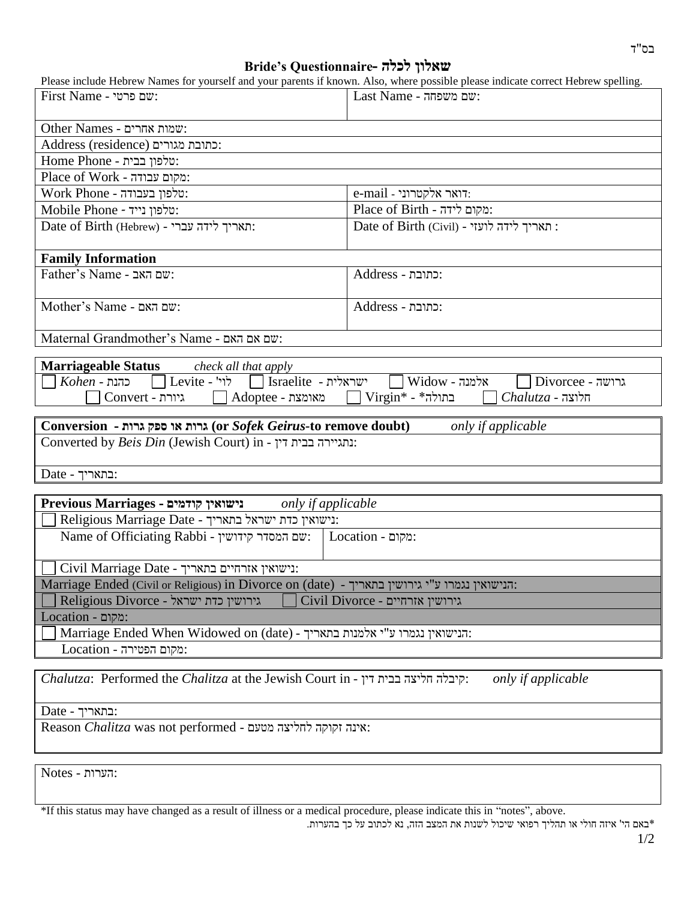בס"ד

## Bride's Questionnaire- שאלון לכלה

Please include Hebrew Names for yourself and your parents if known. Also, where possible please indicate correct Hebrew spelling.

| | |
|---|---|
| First Name - שם פרטי: | Last Name - שם משפחה: |
| Other Names - שמות אחרים: | |
| Address (residence) כתובת מגורים: | |
| Home Phone - טלפון בבית: | |
| Place of Work - מקום עבודה: | |
| Work Phone - טלפון בעבודה: | e-mail - דואר אלקטרוני: |
| Mobile Phone - טלפון נייד: | Place of Birth - מקום לידה: |
| Date of Birth (Hebrew) - תאריך לידה עברי: | Date of Birth (Civil) - תאריך לידה לועזי : |

**Family Information**

| | |
|---|---|
| Father's Name - שם האב: | Address - כתובת: |
| Mother's Name - שם האם: | Address - כתובת: |
| Maternal Grandmother's Name - שם אם האם: | |

**Marriageable Status** *check all that apply*

☐ *Kohen* - כהנת ☐ Levite - לוי' ☐ Israelite - ישראלית ☐ Widow - אלמנה ☐ Divorcee - גרושה
☐ Convert - גיורת ☐ Adoptee - מאומצת ☐ Virgin* - בתולה* ☐ *Chalutza* - חלוצה

**Conversion - גרות או ספק גרות (or *Sofek Geirus*-to remove doubt)** *only if applicable*

Converted by *Beis Din* (Jewish Court) in - נתגיירה בבית דין:

Date - בתאריך:

**Previous Marriages - נישואין קודמים** *only if applicable*

☐ Religious Marriage Date - נישואין כדת ישראל בתאריך:

| | |
|---|---|
| Name of Officiating Rabbi - שם המסדר קידושין: | Location - מקום: |

☐ Civil Marriage Date - נישואין אזרחיים בתאריך:

Marriage Ended (Civil or Religious) in Divorce on (date) - הנישואין נגמרו ע"י גירושין בתאריך:

☐ Religious Divorce - גירושין כדת ישראל ☐ Civil Divorce - גירושין אזרחיים

Location - מקום:

☐ Marriage Ended When Widowed on (date) - הנישואין נגמרו ע"י אלמנות בתאריך:

Location - מקום הפטירה:

*Chalutza*: Performed the *Chalitza* at the Jewish Court in - קיבלה חליצה בבית דין: *only if applicable*

Date - בתאריך:

Reason *Chalitza* was not performed - אינה זקוקה לחליצה מטעם:

Notes - הערות:

*If this status may have changed as a result of illness or a medical procedure, please indicate this in "notes", above.

*באם הי' איזה חולי או תהליך רפואי שיכול לשנות את המצב הזה, נא לכתוב על כך בהערות.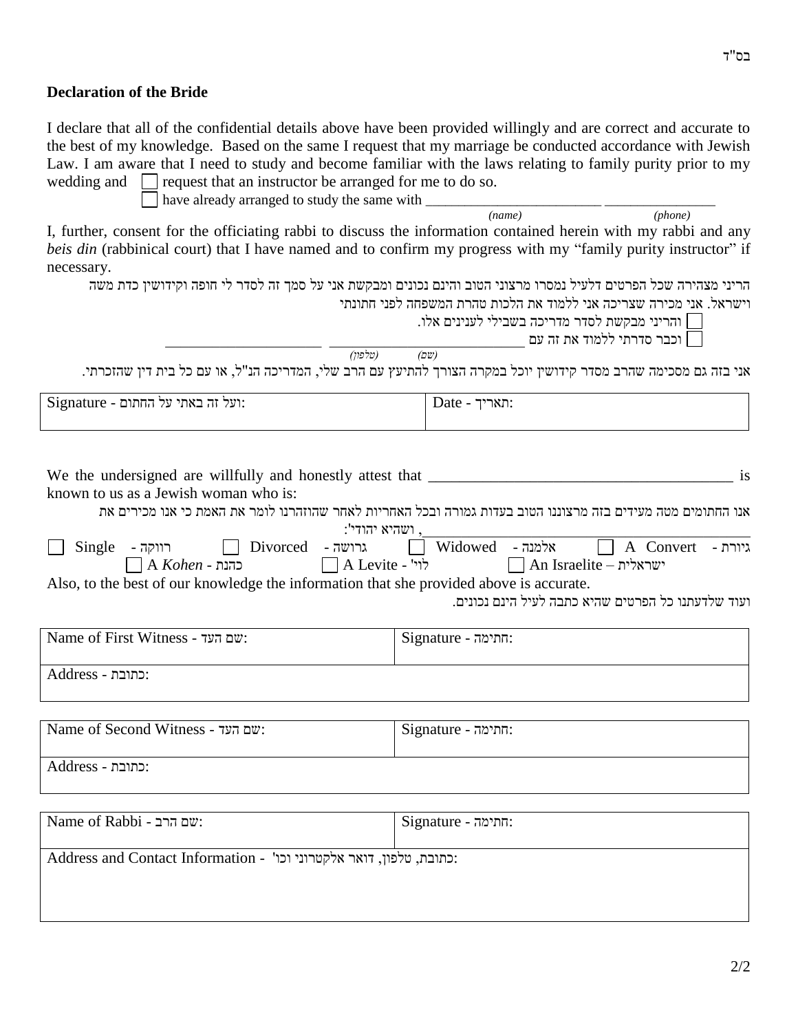בס"ד

## Declaration of the Bride

I declare that all of the confidential details above have been provided willingly and are correct and accurate to the best of my knowledge. Based on the same I request that my marriage be conducted accordance with Jewish Law. I am aware that I need to study and become familiar with the laws relating to family purity prior to my wedding and ☐ request that an instructor be arranged for me to do so.
☐ have already arranged to study the same with __________________________ ________________
*(name)* *(phone)*

I, further, consent for the officiating rabbi to discuss the information contained herein with my rabbi and any *beis din* (rabbinical court) that I have named and to confirm my progress with my "family purity instructor" if necessary.

הריני מצהירה שכל הפרטים דלעיל נמסרו מרצוני הטוב והינם נכונים ומבקשת אני על סמך זה לסדר לי חופה וקידושין כדת משה וישראל. אני מכירה שצריכה אני ללמוד את הלכות טהרת המשפחה לפני חתונתי
☐ והריני מבקשת לסדר מדריכה בשבילי לענינים אלו.
☐ וכבר סדרתי ללמוד את זה עם __________________________ ______________________
*(שם)* *(טלפון)*

אני בזה גם מסכימה שהרב מסדר קידושין יוכל במקרה הצורך להתיעץ עם הרב שלי, המדריכה הנ"ל, או עם כל בית דין שהזכרתי.

| | |
|---|---|
| Signature - ועל זה באתי על החתום: | Date - תאריך: |

We the undersigned are willfully and honestly attest that ________________________________________ is known to us as a Jewish woman who is:

אנו החתומים מטה מעידים בזה מרצוננו הטוב בעדות גמורה ובכל האחריות לאחר שהוזהרנו לומר את האמת כי אנו מכירים את ______________________________, ושהיא יהודי':

☐ Single - רווקה ☐ Divorced - גרושה ☐ Widowed - אלמנה ☐ A Convert - גיורת
☐ A *Kohen* - כהנת ☐ A Levite - לוי' ☐ An Israelite – ישראלית

Also, to the best of our knowledge the information that she provided above is accurate.

ועוד שלדעתנו כל הפרטים שהיא כתבה לעיל הינם נכונים.

| | |
|---|---|
| Name of First Witness - שם העד: | Signature - חתימה: |
| Address - כתובת: | |

| | |
|---|---|
| Name of Second Witness - שם העד: | Signature - חתימה: |
| Address - כתובת: | |

| | |
|---|---|
| Name of Rabbi - שם הרב: | Signature - חתימה: |
| Address and Contact Information - כתובת, טלפון, דואר אלקטרוני וכו': | |